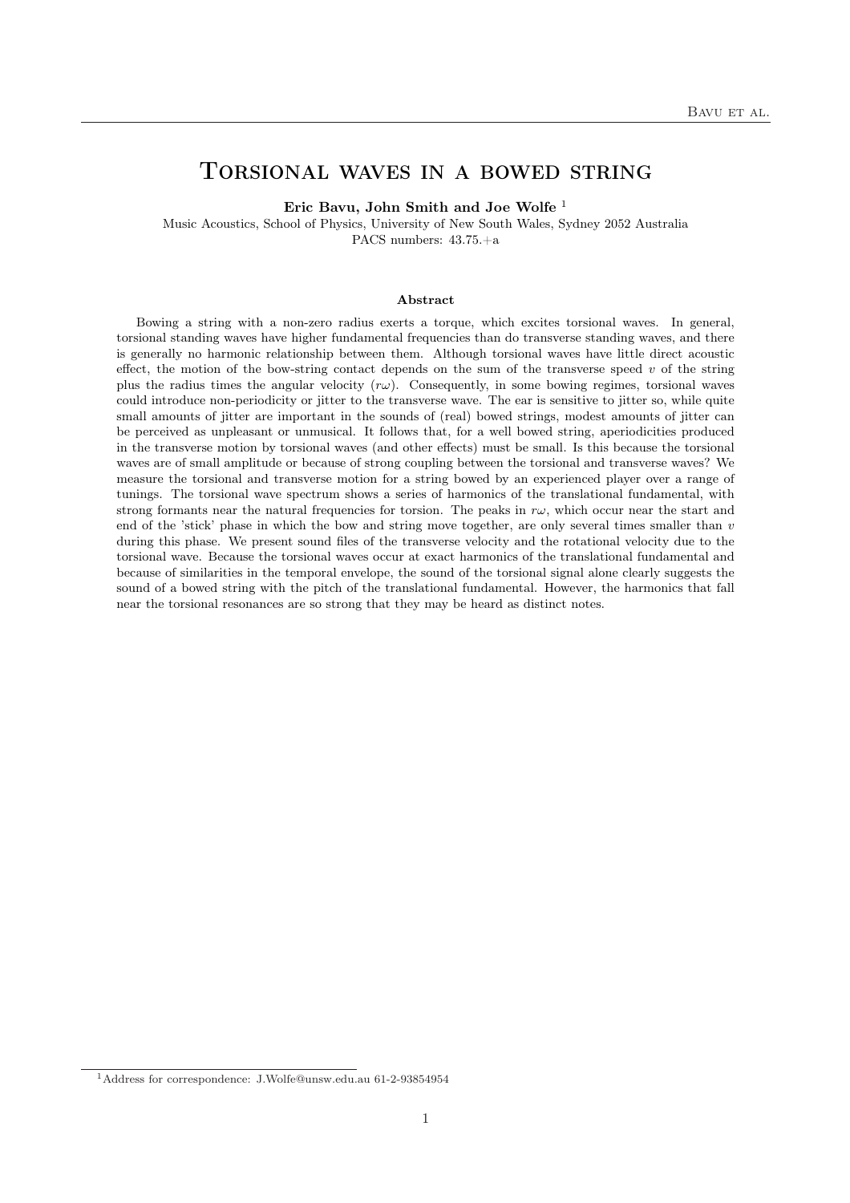# Torsional waves in a bowed string

**Eric Bavu, John Smith and Joe Wolfe** [1]

Music Acoustics, School of Physics, University of New South Wales, Sydney 2052 Australia
PACS numbers: 43.75.+a

### Abstract

Bowing a string with a non-zero radius exerts a torque, which excites torsional waves. In general, torsional standing waves have higher fundamental frequencies than do transverse standing waves, and there is generally no harmonic relationship between them. Although torsional waves have little direct acoustic effect, the motion of the bow-string contact depends on the sum of the transverse speed $v$ of the string plus the radius times the angular velocity ($r\omega$). Consequently, in some bowing regimes, torsional waves could introduce non-periodicity or jitter to the transverse wave. The ear is sensitive to jitter so, while quite small amounts of jitter are important in the sounds of (real) bowed strings, modest amounts of jitter can be perceived as unpleasant or unmusical. It follows that, for a well bowed string, aperiodicities produced in the transverse motion by torsional waves (and other effects) must be small. Is this because the torsional waves are of small amplitude or because of strong coupling between the torsional and transverse waves? We measure the torsional and transverse motion for a string bowed by an experienced player over a range of tunings. The torsional wave spectrum shows a series of harmonics of the translational fundamental, with strong formants near the natural frequencies for torsion. The peaks in $r\omega$, which occur near the start and end of the 'stick' phase in which the bow and string move together, are only several times smaller than $v$ during this phase. We present sound files of the transverse velocity and the rotational velocity due to the torsional wave. Because the torsional waves occur at exact harmonics of the translational fundamental and because of similarities in the temporal envelope, the sound of the torsional signal alone clearly suggests the sound of a bowed string with the pitch of the translational fundamental. However, the harmonics that fall near the torsional resonances are so strong that they may be heard as distinct notes.

[1] Address for correspondence: J.Wolfe@unsw.edu.au 61-2-93854954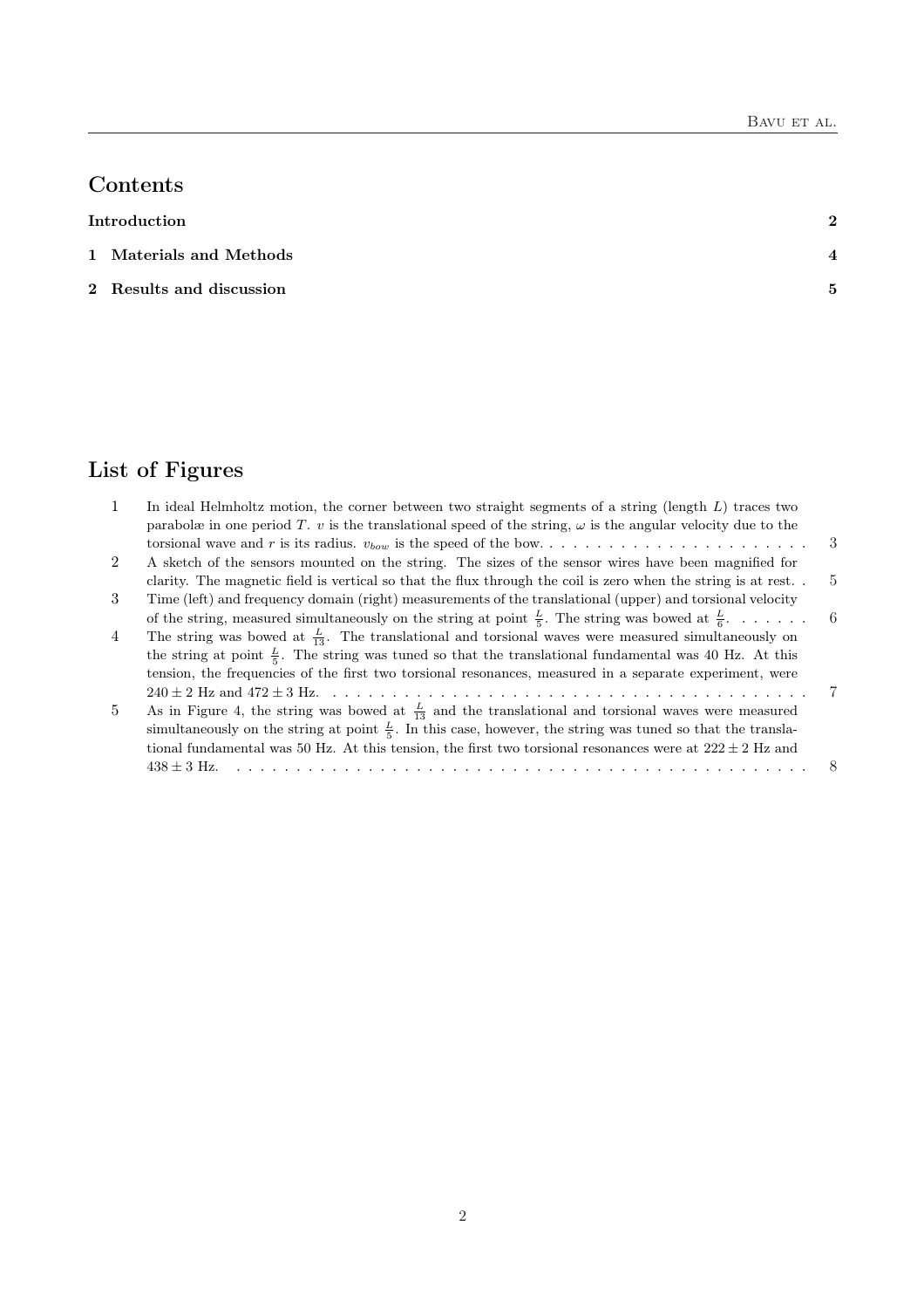# Contents

**Introduction** **2**

**1 Materials and Methods** **4**

**2 Results and discussion** **5**

# List of Figures

1. In ideal Helmholtz motion, the corner between two straight segments of a string (length $L$) traces two parabolæ in one period $T$. $v$ is the translational speed of the string, $\omega$ is the angular velocity due to the torsional wave and $r$ is its radius. $v_{bow}$ is the speed of the bow. . . . . . . . . . . . . . . . . . . . . . . . 3
2. A sketch of the sensors mounted on the string. The sizes of the sensor wires have been magnified for clarity. The magnetic field is vertical so that the flux through the coil is zero when the string is at rest. . 5
3. Time (left) and frequency domain (right) measurements of the translational (upper) and torsional velocity of the string, measured simultaneously on the string at point $\frac{L}{5}$. The string was bowed at $\frac{L}{6}$. . . . . . . 6
4. The string was bowed at $\frac{L}{13}$. The translational and torsional waves were measured simultaneously on the string at point $\frac{L}{5}$. The string was tuned so that the translational fundamental was 40 Hz. At this tension, the frequencies of the first two torsional resonances, measured in a separate experiment, were $240 \pm 2$ Hz and $472 \pm 3$ Hz. . . . . . . . . . . . . . . . . . . . . . . . . . . . . . . . . . . . . . . . . 7
5. As in Figure 4, the string was bowed at $\frac{L}{13}$ and the translational and torsional waves were measured simultaneously on the string at point $\frac{L}{5}$. In this case, however, the string was tuned so that the translational fundamental was 50 Hz. At this tension, the first two torsional resonances were at $222 \pm 2$ Hz and $438 \pm 3$ Hz. . . . . . . . . . . . . . . . . . . . . . . . . . . . . . . . . . . . . . . . . . . . . . . . . 8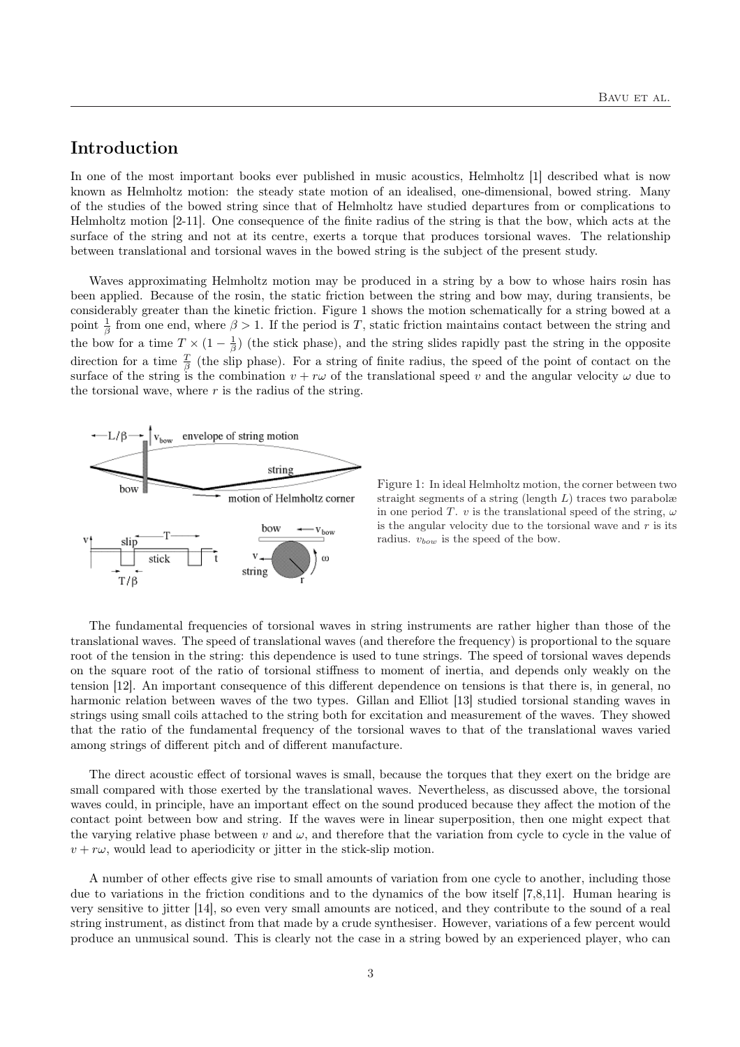## Introduction

In one of the most important books ever published in music acoustics, Helmholtz [1] described what is now known as Helmholtz motion: the steady state motion of an idealised, one-dimensional, bowed string. Many of the studies of the bowed string since that of Helmholtz have studied departures from or complications to Helmholtz motion [2-11]. One consequence of the finite radius of the string is that the bow, which acts at the surface of the string and not at its centre, exerts a torque that produces torsional waves. The relationship between translational and torsional waves in the bowed string is the subject of the present study.

Waves approximating Helmholtz motion may be produced in a string by a bow to whose hairs rosin has been applied. Because of the rosin, the static friction between the string and bow may, during transients, be considerably greater than the kinetic friction. Figure 1 shows the motion schematically for a string bowed at a point $\frac{1}{\beta}$ from one end, where $\beta > 1$. If the period is $T$, static friction maintains contact between the string and the bow for a time $T \times (1 - \frac{1}{\beta})$ (the stick phase), and the string slides rapidly past the string in the opposite direction for a time $\frac{T}{\beta}$ (the slip phase). For a string of finite radius, the speed of the point of contact on the surface of the string is the combination $v + r\omega$ of the translational speed $v$ and the angular velocity $\omega$ due to the torsional wave, where $r$ is the radius of the string.

Figure 1: In ideal Helmholtz motion, the corner between two straight segments of a string (length $L$) traces two parabolæ in one period $T$. $v$ is the translational speed of the string, $\omega$ is the angular velocity due to the torsional wave and $r$ is its radius. $v_{bow}$ is the speed of the bow.

The fundamental frequencies of torsional waves in string instruments are rather higher than those of the translational waves. The speed of translational waves (and therefore the frequency) is proportional to the square root of the tension in the string: this dependence is used to tune strings. The speed of torsional waves depends on the square root of the ratio of torsional stiffness to moment of inertia, and depends only weakly on the tension [12]. An important consequence of this different dependence on tensions is that there is, in general, no harmonic relation between waves of the two types. Gillan and Elliot [13] studied torsional standing waves in strings using small coils attached to the string both for excitation and measurement of the waves. They showed that the ratio of the fundamental frequency of the torsional waves to that of the translational waves varied among strings of different pitch and of different manufacture.

The direct acoustic effect of torsional waves is small, because the torques that they exert on the bridge are small compared with those exerted by the translational waves. Nevertheless, as discussed above, the torsional waves could, in principle, have an important effect on the sound produced because they affect the motion of the contact point between bow and string. If the waves were in linear superposition, then one might expect that the varying relative phase between $v$ and $\omega$, and therefore that the variation from cycle to cycle in the value of $v + r\omega$, would lead to aperiodicity or jitter in the stick-slip motion.

A number of other effects give rise to small amounts of variation from one cycle to another, including those due to variations in the friction conditions and to the dynamics of the bow itself [7,8,11]. Human hearing is very sensitive to jitter [14], so even very small amounts are noticed, and they contribute to the sound of a real string instrument, as distinct from that made by a crude synthesiser. However, variations of a few percent would produce an unmusical sound. This is clearly not the case in a string bowed by an experienced player, who can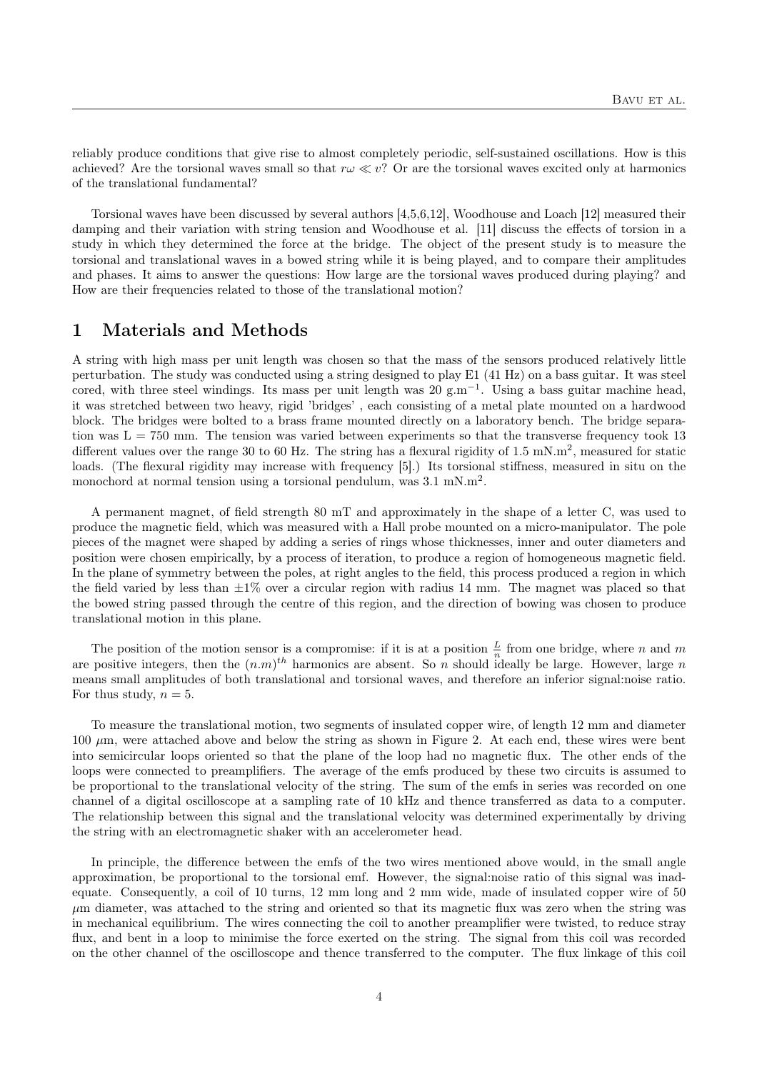reliably produce conditions that give rise to almost completely periodic, self-sustained oscillations. How is this achieved? Are the torsional waves small so that $r\omega \ll v$? Or are the torsional waves excited only at harmonics of the translational fundamental?

Torsional waves have been discussed by several authors [4,5,6,12], Woodhouse and Loach [12] measured their damping and their variation with string tension and Woodhouse et al. [11] discuss the effects of torsion in a study in which they determined the force at the bridge. The object of the present study is to measure the torsional and translational waves in a bowed string while it is being played, and to compare their amplitudes and phases. It aims to answer the questions: How large are the torsional waves produced during playing? and How are their frequencies related to those of the translational motion?

# 1 Materials and Methods

A string with high mass per unit length was chosen so that the mass of the sensors produced relatively little perturbation. The study was conducted using a string designed to play E1 (41 Hz) on a bass guitar. It was steel cored, with three steel windings. Its mass per unit length was 20 g.m$^{-1}$. Using a bass guitar machine head, it was stretched between two heavy, rigid 'bridges' , each consisting of a metal plate mounted on a hardwood block. The bridges were bolted to a brass frame mounted directly on a laboratory bench. The bridge separation was L = 750 mm. The tension was varied between experiments so that the transverse frequency took 13 different values over the range 30 to 60 Hz. The string has a flexural rigidity of 1.5 mN.m$^2$, measured for static loads. (The flexural rigidity may increase with frequency [5].) Its torsional stiffness, measured in situ on the monochord at normal tension using a torsional pendulum, was 3.1 mN.m$^2$.

A permanent magnet, of field strength 80 mT and approximately in the shape of a letter C, was used to produce the magnetic field, which was measured with a Hall probe mounted on a micro-manipulator. The pole pieces of the magnet were shaped by adding a series of rings whose thicknesses, inner and outer diameters and position were chosen empirically, by a process of iteration, to produce a region of homogeneous magnetic field. In the plane of symmetry between the poles, at right angles to the field, this process produced a region in which the field varied by less than $\pm 1\%$ over a circular region with radius 14 mm. The magnet was placed so that the bowed string passed through the centre of this region, and the direction of bowing was chosen to produce translational motion in this plane.

The position of the motion sensor is a compromise: if it is at a position $\frac{L}{n}$ from one bridge, where $n$ and $m$ are positive integers, then the $(n.m)^{th}$ harmonics are absent. So $n$ should ideally be large. However, large $n$ means small amplitudes of both translational and torsional waves, and therefore an inferior signal:noise ratio. For thus study, $n = 5$.

To measure the translational motion, two segments of insulated copper wire, of length 12 mm and diameter 100 $\mu$m, were attached above and below the string as shown in Figure 2. At each end, these wires were bent into semicircular loops oriented so that the plane of the loop had no magnetic flux. The other ends of the loops were connected to preamplifiers. The average of the emfs produced by these two circuits is assumed to be proportional to the translational velocity of the string. The sum of the emfs in series was recorded on one channel of a digital oscilloscope at a sampling rate of 10 kHz and thence transferred as data to a computer. The relationship between this signal and the translational velocity was determined experimentally by driving the string with an electromagnetic shaker with an accelerometer head.

In principle, the difference between the emfs of the two wires mentioned above would, in the small angle approximation, be proportional to the torsional emf. However, the signal:noise ratio of this signal was inadequate. Consequently, a coil of 10 turns, 12 mm long and 2 mm wide, made of insulated copper wire of 50 $\mu$m diameter, was attached to the string and oriented so that its magnetic flux was zero when the string was in mechanical equilibrium. The wires connecting the coil to another preamplifier were twisted, to reduce stray flux, and bent in a loop to minimise the force exerted on the string. The signal from this coil was recorded on the other channel of the oscilloscope and thence transferred to the computer. The flux linkage of this coil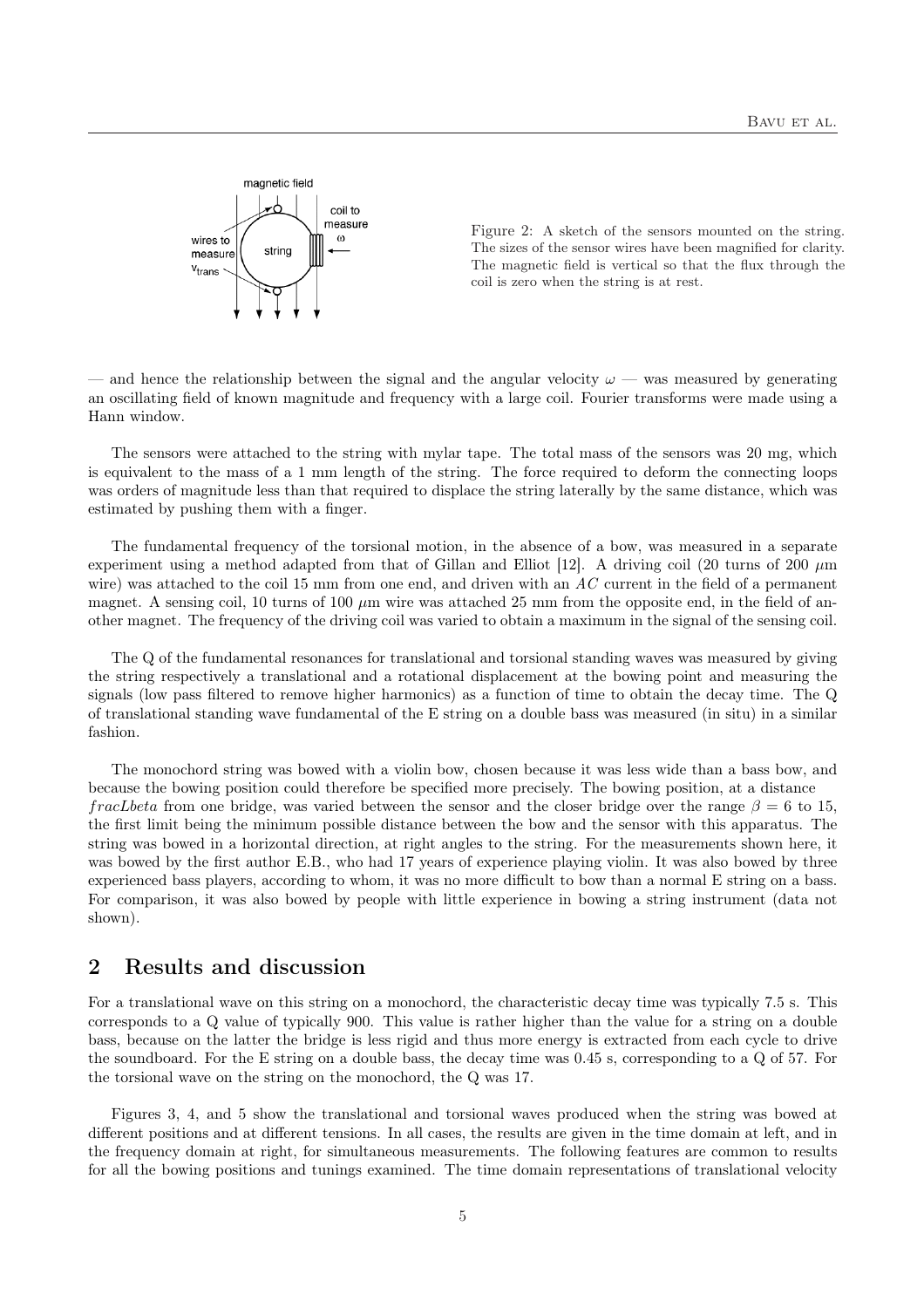Figure 2: A sketch of the sensors mounted on the string. The sizes of the sensor wires have been magnified for clarity. The magnetic field is vertical so that the flux through the coil is zero when the string is at rest.

— and hence the relationship between the signal and the angular velocity $\omega$ — was measured by generating an oscillating field of known magnitude and frequency with a large coil. Fourier transforms were made using a Hann window.

The sensors were attached to the string with mylar tape. The total mass of the sensors was 20 mg, which is equivalent to the mass of a 1 mm length of the string. The force required to deform the connecting loops was orders of magnitude less than that required to displace the string laterally by the same distance, which was estimated by pushing them with a finger.

The fundamental frequency of the torsional motion, in the absence of a bow, was measured in a separate experiment using a method adapted from that of Gillan and Elliot [12]. A driving coil (20 turns of 200 $\mu$m wire) was attached to the coil 15 mm from one end, and driven with an $AC$ current in the field of a permanent magnet. A sensing coil, 10 turns of 100 $\mu$m wire was attached 25 mm from the opposite end, in the field of another magnet. The frequency of the driving coil was varied to obtain a maximum in the signal of the sensing coil.

The Q of the fundamental resonances for translational and torsional standing waves was measured by giving the string respectively a translational and a rotational displacement at the bowing point and measuring the signals (low pass filtered to remove higher harmonics) as a function of time to obtain the decay time. The Q of translational standing wave fundamental of the E string on a double bass was measured (in situ) in a similar fashion.

The monochord string was bowed with a violin bow, chosen because it was less wide than a bass bow, and because the bowing position could therefore be specified more precisely. The bowing position, at a distance $fracLbeta$ from one bridge, was varied between the sensor and the closer bridge over the range $\beta = 6$ to 15, the first limit being the minimum possible distance between the bow and the sensor with this apparatus. The string was bowed in a horizontal direction, at right angles to the string. For the measurements shown here, it was bowed by the first author E.B., who had 17 years of experience playing violin. It was also bowed by three experienced bass players, according to whom, it was no more difficult to bow than a normal E string on a bass. For comparison, it was also bowed by people with little experience in bowing a string instrument (data not shown).

## 2 Results and discussion

For a translational wave on this string on a monochord, the characteristic decay time was typically 7.5 s. This corresponds to a Q value of typically 900. This value is rather higher than the value for a string on a double bass, because on the latter the bridge is less rigid and thus more energy is extracted from each cycle to drive the soundboard. For the E string on a double bass, the decay time was 0.45 s, corresponding to a Q of 57. For the torsional wave on the string on the monochord, the Q was 17.

Figures 3, 4, and 5 show the translational and torsional waves produced when the string was bowed at different positions and at different tensions. In all cases, the results are given in the time domain at left, and in the frequency domain at right, for simultaneous measurements. The following features are common to results for all the bowing positions and tunings examined. The time domain representations of translational velocity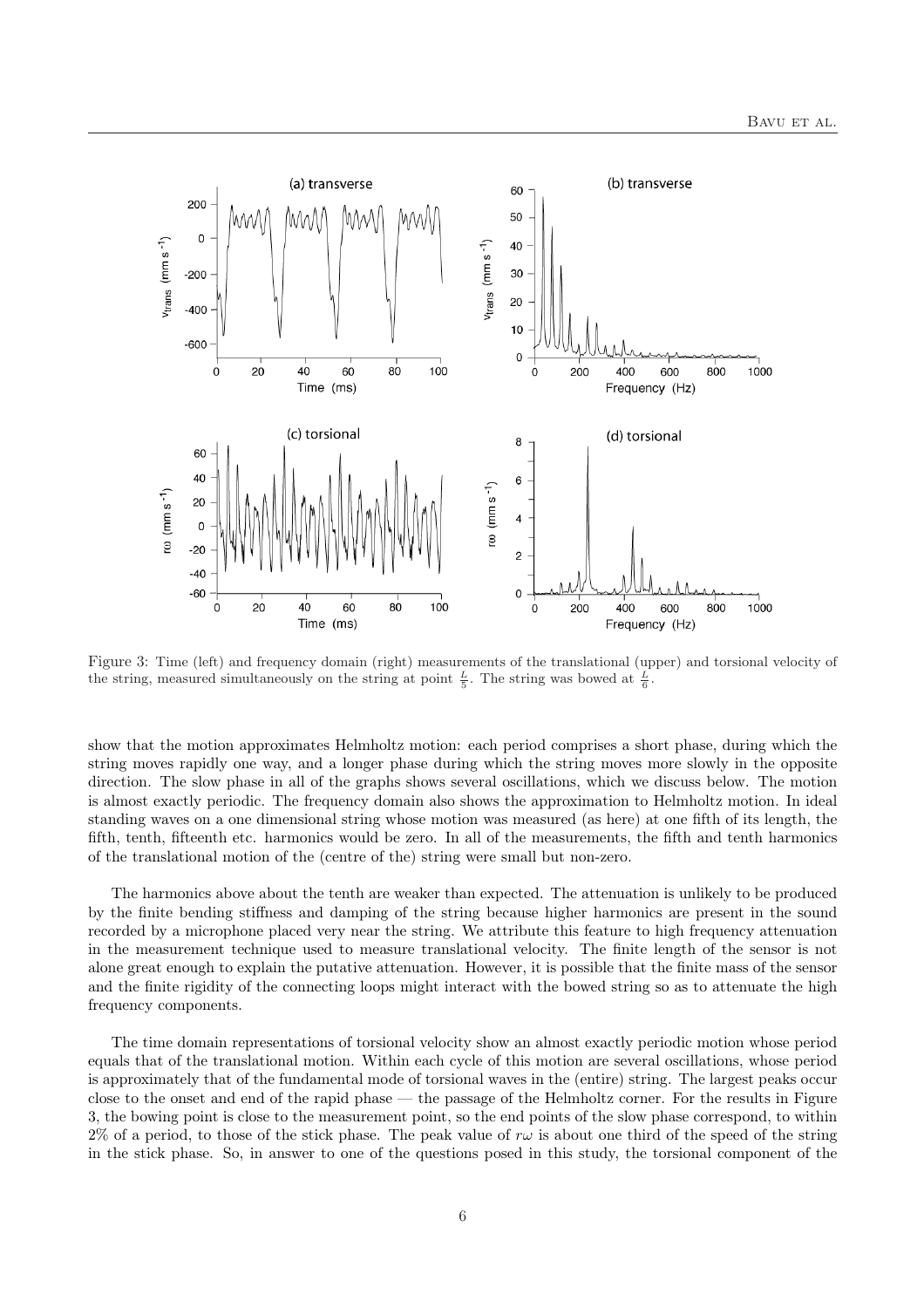Figure 3: Time (left) and frequency domain (right) measurements of the translational (upper) and torsional velocity of the string, measured simultaneously on the string at point $\frac{L}{5}$. The string was bowed at $\frac{L}{6}$.

show that the motion approximates Helmholtz motion: each period comprises a short phase, during which the string moves rapidly one way, and a longer phase during which the string moves more slowly in the opposite direction. The slow phase in all of the graphs shows several oscillations, which we discuss below. The motion is almost exactly periodic. The frequency domain also shows the approximation to Helmholtz motion. In ideal standing waves on a one dimensional string whose motion was measured (as here) at one fifth of its length, the fifth, tenth, fifteenth etc. harmonics would be zero. In all of the measurements, the fifth and tenth harmonics of the translational motion of the (centre of the) string were small but non-zero.

The harmonics above about the tenth are weaker than expected. The attenuation is unlikely to be produced by the finite bending stiffness and damping of the string because higher harmonics are present in the sound recorded by a microphone placed very near the string. We attribute this feature to high frequency attenuation in the measurement technique used to measure translational velocity. The finite length of the sensor is not alone great enough to explain the putative attenuation. However, it is possible that the finite mass of the sensor and the finite rigidity of the connecting loops might interact with the bowed string so as to attenuate the high frequency components.

The time domain representations of torsional velocity show an almost exactly periodic motion whose period equals that of the translational motion. Within each cycle of this motion are several oscillations, whose period is approximately that of the fundamental mode of torsional waves in the (entire) string. The largest peaks occur close to the onset and end of the rapid phase — the passage of the Helmholtz corner. For the results in Figure 3, the bowing point is close to the measurement point, so the end points of the slow phase correspond, to within 2% of a period, to those of the stick phase. The peak value of $r\omega$ is about one third of the speed of the string in the stick phase. So, in answer to one of the questions posed in this study, the torsional component of the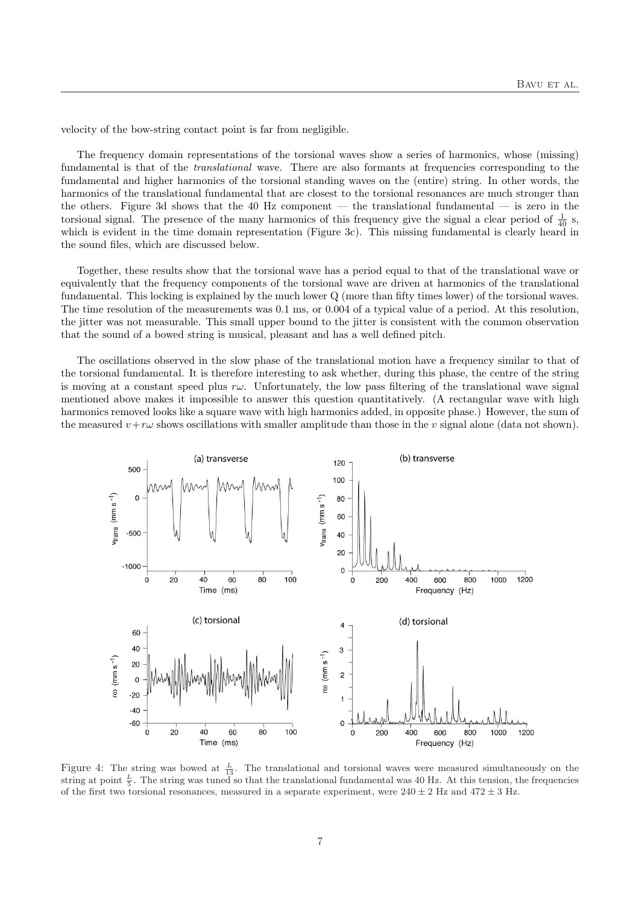velocity of the bow-string contact point is far from negligible.

The frequency domain representations of the torsional waves show a series of harmonics, whose (missing) fundamental is that of the *translational* wave. There are also formants at frequencies corresponding to the fundamental and higher harmonics of the torsional standing waves on the (entire) string. In other words, the harmonics of the translational fundamental that are closest to the torsional resonances are much stronger than the others. Figure 3d shows that the 40 Hz component — the translational fundamental — is zero in the torsional signal. The presence of the many harmonics of this frequency give the signal a clear period of $\frac{1}{40}$ s, which is evident in the time domain representation (Figure 3c). This missing fundamental is clearly heard in the sound files, which are discussed below.

Together, these results show that the torsional wave has a period equal to that of the translational wave or equivalently that the frequency components of the torsional wave are driven at harmonics of the translational fundamental. This locking is explained by the much lower Q (more than fifty times lower) of the torsional waves. The time resolution of the measurements was 0.1 ms, or 0.004 of a typical value of a period. At this resolution, the jitter was not measurable. This small upper bound to the jitter is consistent with the common observation that the sound of a bowed string is musical, pleasant and has a well defined pitch.

The oscillations observed in the slow phase of the translational motion have a frequency similar to that of the torsional fundamental. It is therefore interesting to ask whether, during this phase, the centre of the string is moving at a constant speed plus $r\omega$. Unfortunately, the low pass filtering of the translational wave signal mentioned above makes it impossible to answer this question quantitatively. (A rectangular wave with high harmonics removed looks like a square wave with high harmonics added, in opposite phase.) However, the sum of the measured $v + r\omega$ shows oscillations with smaller amplitude than those in the $v$ signal alone (data not shown).

Figure 4: The string was bowed at $\frac{L}{13}$. The translational and torsional waves were measured simultaneously on the string at point $\frac{L}{5}$. The string was tuned so that the translational fundamental was 40 Hz. At this tension, the frequencies of the first two torsional resonances, measured in a separate experiment, were $240 \pm 2$ Hz and $472 \pm 3$ Hz.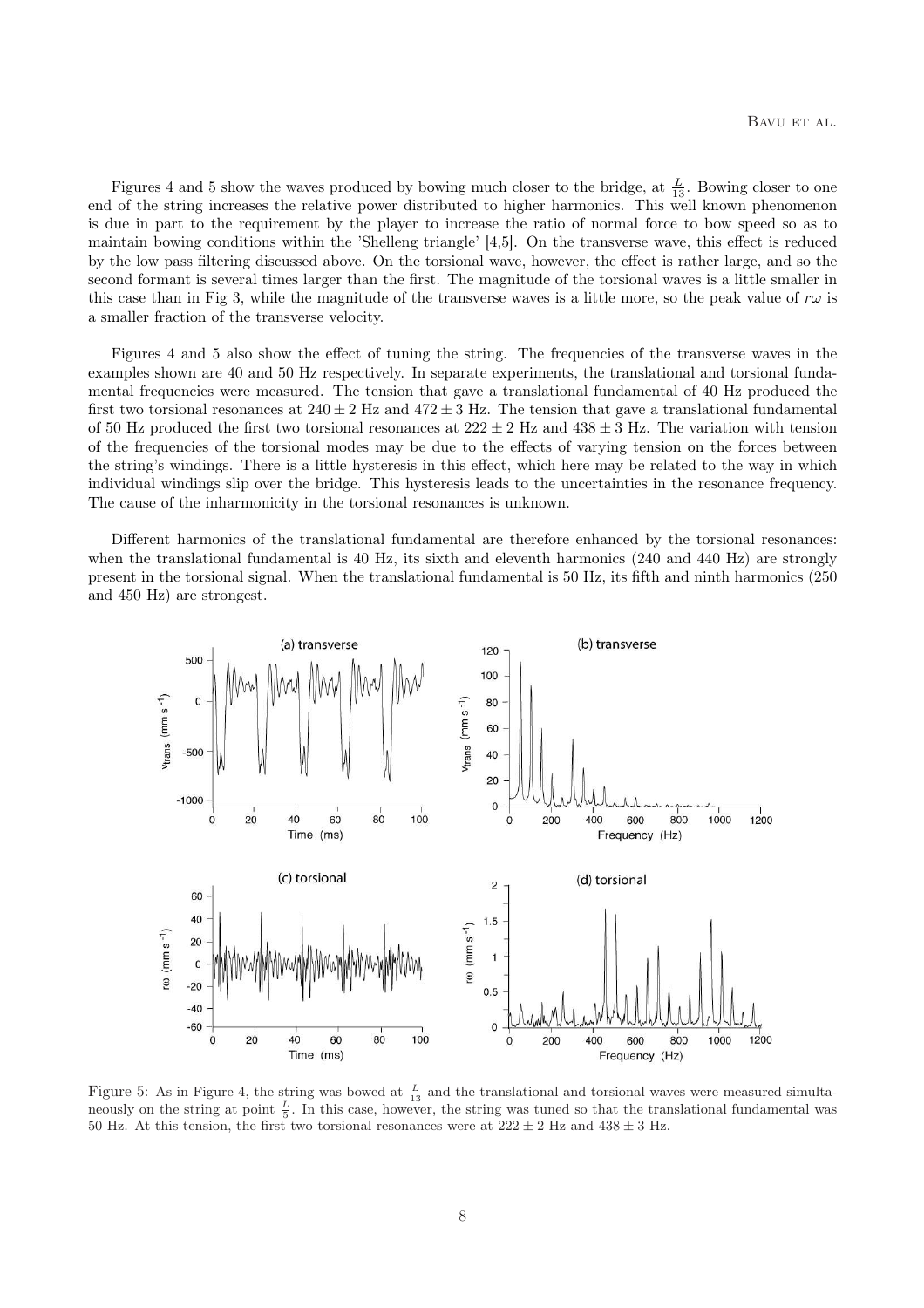Figures 4 and 5 show the waves produced by bowing much closer to the bridge, at $\frac{L}{13}$. Bowing closer to one end of the string increases the relative power distributed to higher harmonics. This well known phenomenon is due in part to the requirement by the player to increase the ratio of normal force to bow speed so as to maintain bowing conditions within the 'Shelleng triangle' [4,5]. On the transverse wave, this effect is reduced by the low pass filtering discussed above. On the torsional wave, however, the effect is rather large, and so the second formant is several times larger than the first. The magnitude of the torsional waves is a little smaller in this case than in Fig 3, while the magnitude of the transverse waves is a little more, so the peak value of $r\omega$ is a smaller fraction of the transverse velocity.

Figures 4 and 5 also show the effect of tuning the string. The frequencies of the transverse waves in the examples shown are 40 and 50 Hz respectively. In separate experiments, the translational and torsional fundamental frequencies were measured. The tension that gave a translational fundamental of 40 Hz produced the first two torsional resonances at $240 \pm 2$ Hz and $472 \pm 3$ Hz. The tension that gave a translational fundamental of 50 Hz produced the first two torsional resonances at $222 \pm 2$ Hz and $438 \pm 3$ Hz. The variation with tension of the frequencies of the torsional modes may be due to the effects of varying tension on the forces between the string's windings. There is a little hysteresis in this effect, which here may be related to the way in which individual windings slip over the bridge. This hysteresis leads to the uncertainties in the resonance frequency. The cause of the inharmonicity in the torsional resonances is unknown.

Different harmonics of the translational fundamental are therefore enhanced by the torsional resonances: when the translational fundamental is 40 Hz, its sixth and eleventh harmonics (240 and 440 Hz) are strongly present in the torsional signal. When the translational fundamental is 50 Hz, its fifth and ninth harmonics (250 and 450 Hz) are strongest.

Figure 5: As in Figure 4, the string was bowed at $\frac{L}{13}$ and the translational and torsional waves were measured simultaneously on the string at point $\frac{L}{5}$. In this case, however, the string was tuned so that the translational fundamental was 50 Hz. At this tension, the first two torsional resonances were at $222 \pm 2$ Hz and $438 \pm 3$ Hz.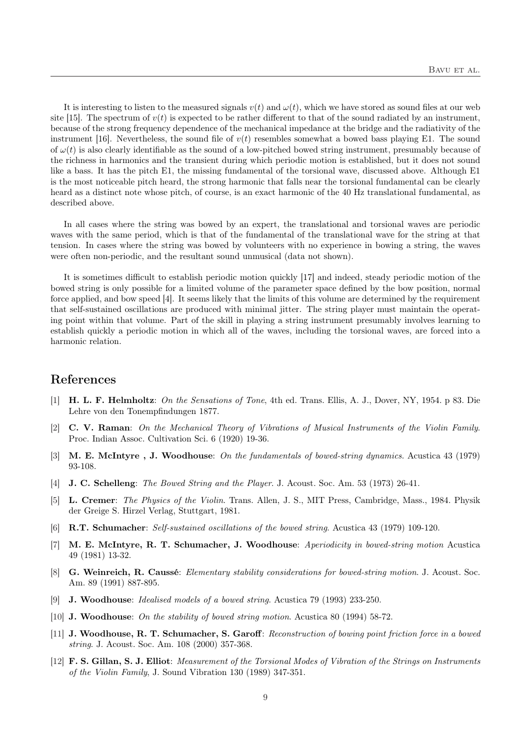It is interesting to listen to the measured signals $v(t)$ and $\omega(t)$, which we have stored as sound files at our web site [15]. The spectrum of $v(t)$ is expected to be rather different to that of the sound radiated by an instrument, because of the strong frequency dependence of the mechanical impedance at the bridge and the radiativity of the instrument [16]. Nevertheless, the sound file of $v(t)$ resembles somewhat a bowed bass playing E1. The sound of $\omega(t)$ is also clearly identifiable as the sound of a low-pitched bowed string instrument, presumably because of the richness in harmonics and the transient during which periodic motion is established, but it does not sound like a bass. It has the pitch E1, the missing fundamental of the torsional wave, discussed above. Although E1 is the most noticeable pitch heard, the strong harmonic that falls near the torsional fundamental can be clearly heard as a distinct note whose pitch, of course, is an exact harmonic of the 40 Hz translational fundamental, as described above.

In all cases where the string was bowed by an expert, the translational and torsional waves are periodic waves with the same period, which is that of the fundamental of the translational wave for the string at that tension. In cases where the string was bowed by volunteers with no experience in bowing a string, the waves were often non-periodic, and the resultant sound unmusical (data not shown).

It is sometimes difficult to establish periodic motion quickly [17] and indeed, steady periodic motion of the bowed string is only possible for a limited volume of the parameter space defined by the bow position, normal force applied, and bow speed [4]. It seems likely that the limits of this volume are determined by the requirement that self-sustained oscillations are produced with minimal jitter. The string player must maintain the operating point within that volume. Part of the skill in playing a string instrument presumably involves learning to establish quickly a periodic motion in which all of the waves, including the torsional waves, are forced into a harmonic relation.

## References

[1] **H. L. F. Helmholtz**: *On the Sensations of Tone*, 4th ed. Trans. Ellis, A. J., Dover, NY, 1954. p 83. Die Lehre von den Tonempfindungen 1877.

[2] **C. V. Raman**: *On the Mechanical Theory of Vibrations of Musical Instruments of the Violin Family*. Proc. Indian Assoc. Cultivation Sci. 6 (1920) 19-36.

[3] **M. E. McIntyre , J. Woodhouse**: *On the fundamentals of bowed-string dynamics*. Acustica 43 (1979) 93-108.

[4] **J. C. Schelleng**: *The Bowed String and the Player*. J. Acoust. Soc. Am. 53 (1973) 26-41.

[5] **L. Cremer**: *The Physics of the Violin*. Trans. Allen, J. S., MIT Press, Cambridge, Mass., 1984. Physik der Greige S. Hirzel Verlag, Stuttgart, 1981.

[6] **R.T. Schumacher**: *Self-sustained oscillations of the bowed string*. Acustica 43 (1979) 109-120.

[7] **M. E. McIntyre, R. T. Schumacher, J. Woodhouse**: *Aperiodicity in bowed-string motion* Acustica 49 (1981) 13-32.

[8] **G. Weinreich, R. Caussé**: *Elementary stability considerations for bowed-string motion*. J. Acoust. Soc. Am. 89 (1991) 887-895.

[9] **J. Woodhouse**: *Idealised models of a bowed string*. Acustica 79 (1993) 233-250.

[10] **J. Woodhouse**: *On the stability of bowed string motion*. Acustica 80 (1994) 58-72.

[11] **J. Woodhouse, R. T. Schumacher, S. Garoff**: *Reconstruction of bowing point friction force in a bowed string*. J. Acoust. Soc. Am. 108 (2000) 357-368.

[12] **F. S. Gillan, S. J. Elliot**: *Measurement of the Torsional Modes of Vibration of the Strings on Instruments of the Violin Family*, J. Sound Vibration 130 (1989) 347-351.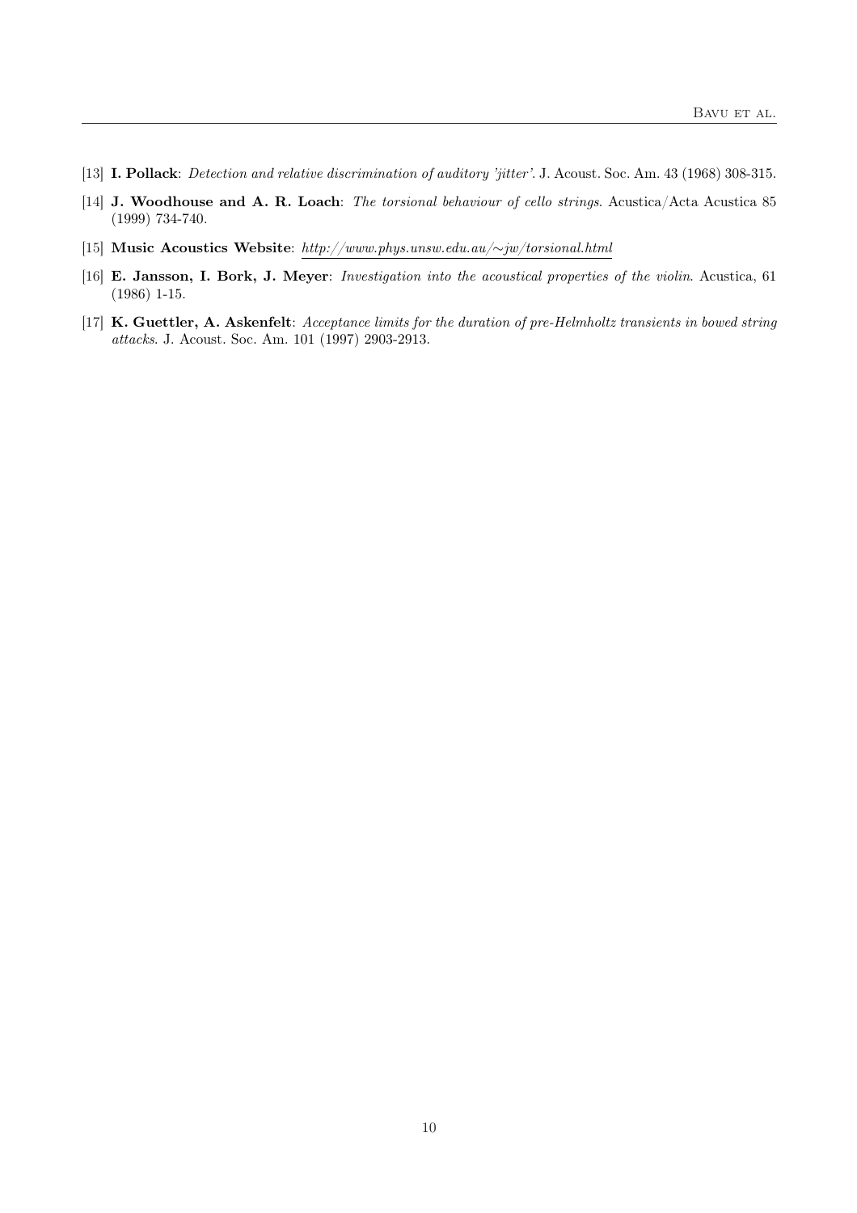[13] **I. Pollack**: *Detection and relative discrimination of auditory 'jitter'*. J. Acoust. Soc. Am. 43 (1968) 308-315.

[14] **J. Woodhouse and A. R. Loach**: *The torsional behaviour of cello strings*. Acustica/Acta Acustica 85 (1999) 734-740.

[15] **Music Acoustics Website**: *http://www.phys.unsw.edu.au/~jw/torsional.html*

[16] **E. Jansson, I. Bork, J. Meyer**: *Investigation into the acoustical properties of the violin*. Acustica, 61 (1986) 1-15.

[17] **K. Guettler, A. Askenfelt**: *Acceptance limits for the duration of pre-Helmholtz transients in bowed string attacks*. J. Acoust. Soc. Am. 101 (1997) 2903-2913.